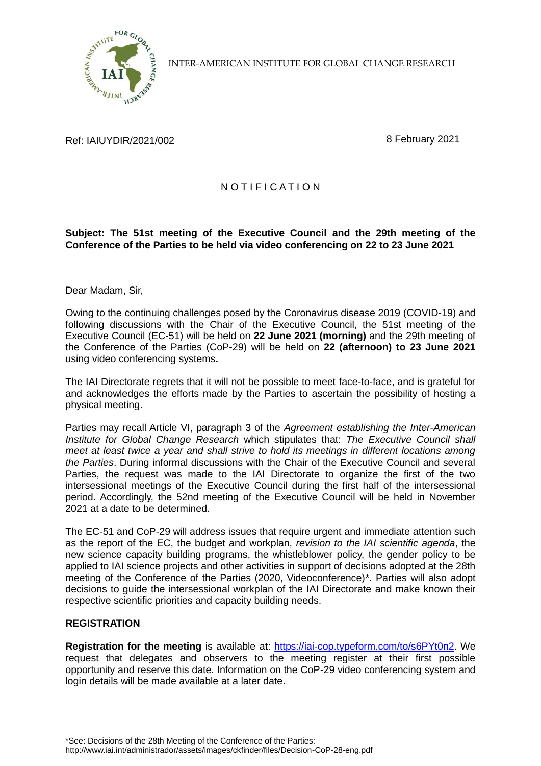INTER-AMERICAN INSTITUTE FOR GLOBAL CHANGE RESEARCH

Ref: IAIUYDIR/2021/002

8 February 2021

# N O T I F I C A T I O N

**Subject: The 51st meeting of the Executive Council and the 29th meeting of the Conference of the Parties to be held via video conferencing on 22 to 23 June 2021**

Dear Madam, Sir,

Owing to the continuing challenges posed by the Coronavirus disease 2019 (COVID-19) and following discussions with the Chair of the Executive Council, the 51st meeting of the Executive Council (EC-51) will be held on **22 June 2021 (morning)** and the 29th meeting of the Conference of the Parties (CoP-29) will be held on **22 (afternoon) to 23 June 2021** using video conferencing systems**.**

The IAI Directorate regrets that it will not be possible to meet face-to-face, and is grateful for and acknowledges the efforts made by the Parties to ascertain the possibility of hosting a physical meeting.

Parties may recall Article VI, paragraph 3 of the *Agreement establishing the Inter-American Institute for Global Change Research* which stipulates that: *The Executive Council shall meet at least twice a year and shall strive to hold its meetings in different locations among the Parties*. During informal discussions with the Chair of the Executive Council and several Parties, the request was made to the IAI Directorate to organize the first of the two intersessional meetings of the Executive Council during the first half of the intersessional period. Accordingly, the 52nd meeting of the Executive Council will be held in November 2021 at a date to be determined.

The EC-51 and CoP-29 will address issues that require urgent and immediate attention such as the report of the EC, the budget and workplan, *revision to the IAI scientific agenda*, the new science capacity building programs, the whistleblower policy, the gender policy to be applied to IAI science projects and other activities in support of decisions adopted at the 28th meeting of the Conference of the Parties (2020, Videoconference)*. Parties will also adopt decisions to guide the intersessional workplan of the IAI Directorate and make known their respective scientific priorities and capacity building needs.

## REGISTRATION

**Registration for the meeting** is available at: https://iai-cop.typeform.com/to/s6PYt0n2. We request that delegates and observers to the meeting register at their first possible opportunity and reserve this date. Information on the CoP-29 video conferencing system and login details will be made available at a later date.

*See: Decisions of the 28th Meeting of the Conference of the Parties:
http://www.iai.int/administrador/assets/images/ckfinder/files/Decision-CoP-28-eng.pdf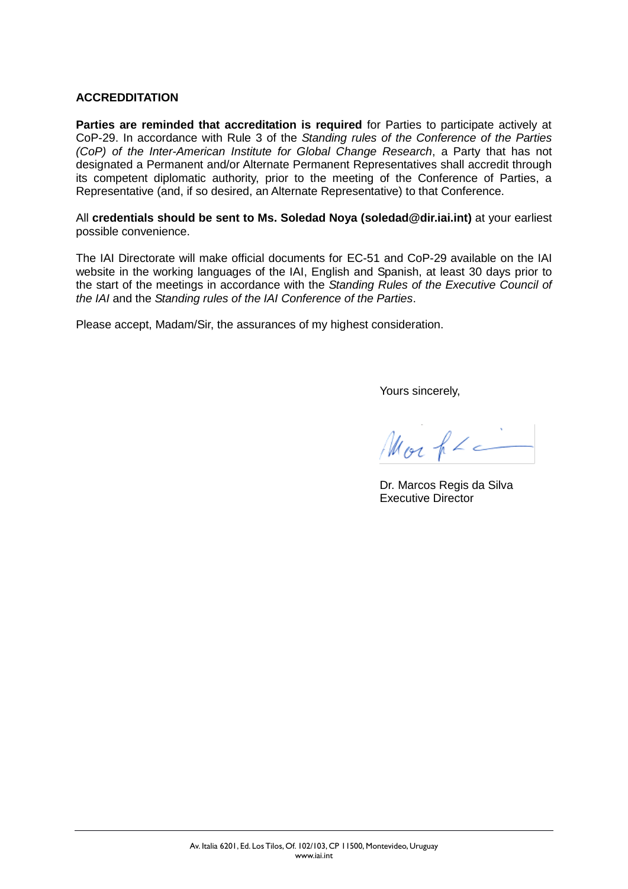**ACCREDDITATION**

**Parties are reminded that accreditation is required** for Parties to participate actively at CoP-29. In accordance with Rule 3 of the *Standing rules of the Conference of the Parties (CoP) of the Inter-American Institute for Global Change Research*, a Party that has not designated a Permanent and/or Alternate Permanent Representatives shall accredit through its competent diplomatic authority, prior to the meeting of the Conference of Parties, a Representative (and, if so desired, an Alternate Representative) to that Conference.

All **credentials should be sent to Ms. Soledad Noya (soledad@dir.iai.int)** at your earliest possible convenience.

The IAI Directorate will make official documents for EC-51 and CoP-29 available on the IAI website in the working languages of the IAI, English and Spanish, at least 30 days prior to the start of the meetings in accordance with the *Standing Rules of the Executive Council of the IAI* and the *Standing rules of the IAI Conference of the Parties*.

Please accept, Madam/Sir, the assurances of my highest consideration.

Yours sincerely,

Dr. Marcos Regis da Silva
Executive Director

Av. Italia 6201, Ed. Los Tilos, Of. 102/103, CP 11500, Montevideo, Uruguay
www.iai.int